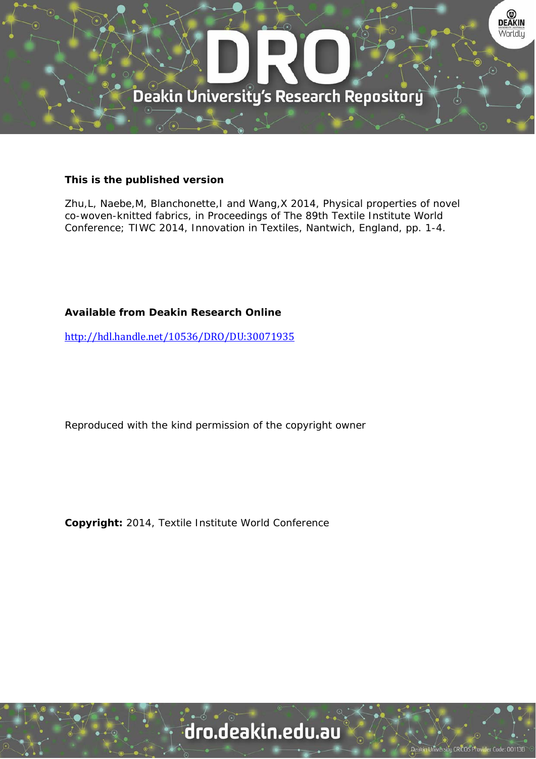**This is the published version**

Zhu,L, Naebe,M, Blanchonette,I and Wang,X 2014, Physical properties of novel co-woven-knitted fabrics, in Proceedings of The 89th Textile Institute World Conference; TIWC 2014, Innovation in Textiles, Nantwich, England, pp. 1-4.

**Available from Deakin Research Online**

http://hdl.handle.net/10536/DRO/DU:30071935

Reproduced with the kind permission of the copyright owner

**Copyright:** 2014, Textile Institute World Conference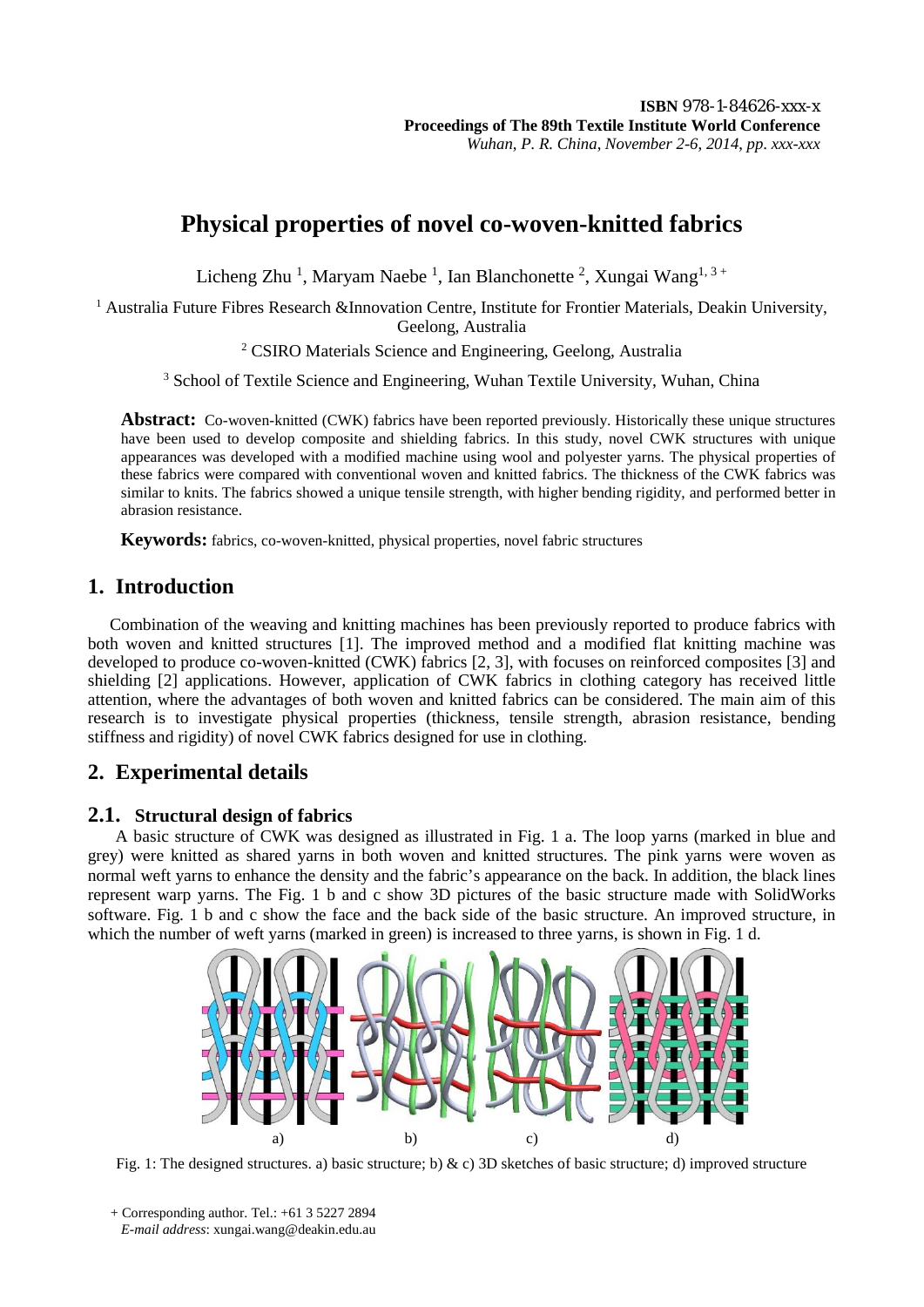# Physical properties of novel co-woven-knitted fabrics

Licheng Zhu [1], Maryam Naebe [1], Ian Blanchonette [2], Xungai Wang[1, 3 +]

[1] Australia Future Fibres Research &Innovation Centre, Institute for Frontier Materials, Deakin University, Geelong, Australia

[2] CSIRO Materials Science and Engineering, Geelong, Australia

[3] School of Textile Science and Engineering, Wuhan Textile University, Wuhan, China

**Abstract:** Co-woven-knitted (CWK) fabrics have been reported previously. Historically these unique structures have been used to develop composite and shielding fabrics. In this study, novel CWK structures with unique appearances was developed with a modified machine using wool and polyester yarns. The physical properties of these fabrics were compared with conventional woven and knitted fabrics. The thickness of the CWK fabrics was similar to knits. The fabrics showed a unique tensile strength, with higher bending rigidity, and performed better in abrasion resistance.

**Keywords:** fabrics, co-woven-knitted, physical properties, novel fabric structures

## 1. Introduction

Combination of the weaving and knitting machines has been previously reported to produce fabrics with both woven and knitted structures [1]. The improved method and a modified flat knitting machine was developed to produce co-woven-knitted (CWK) fabrics [2, 3], with focuses on reinforced composites [3] and shielding [2] applications. However, application of CWK fabrics in clothing category has received little attention, where the advantages of both woven and knitted fabrics can be considered. The main aim of this research is to investigate physical properties (thickness, tensile strength, abrasion resistance, bending stiffness and rigidity) of novel CWK fabrics designed for use in clothing.

## 2. Experimental details

### 2.1. Structural design of fabrics

A basic structure of CWK was designed as illustrated in Fig. 1 a. The loop yarns (marked in blue and grey) were knitted as shared yarns in both woven and knitted structures. The pink yarns were woven as normal weft yarns to enhance the density and the fabric's appearance on the back. In addition, the black lines represent warp yarns. The Fig. 1 b and c show 3D pictures of the basic structure made with SolidWorks software. Fig. 1 b and c show the face and the back side of the basic structure. An improved structure, in which the number of weft yarns (marked in green) is increased to three yarns, is shown in Fig. 1 d.

Fig. 1: The designed structures. a) basic structure; b) & c) 3D sketches of basic structure; d) improved structure

+ Corresponding author. Tel.: +61 3 5227 2894
*E-mail address*: xungai.wang@deakin.edu.au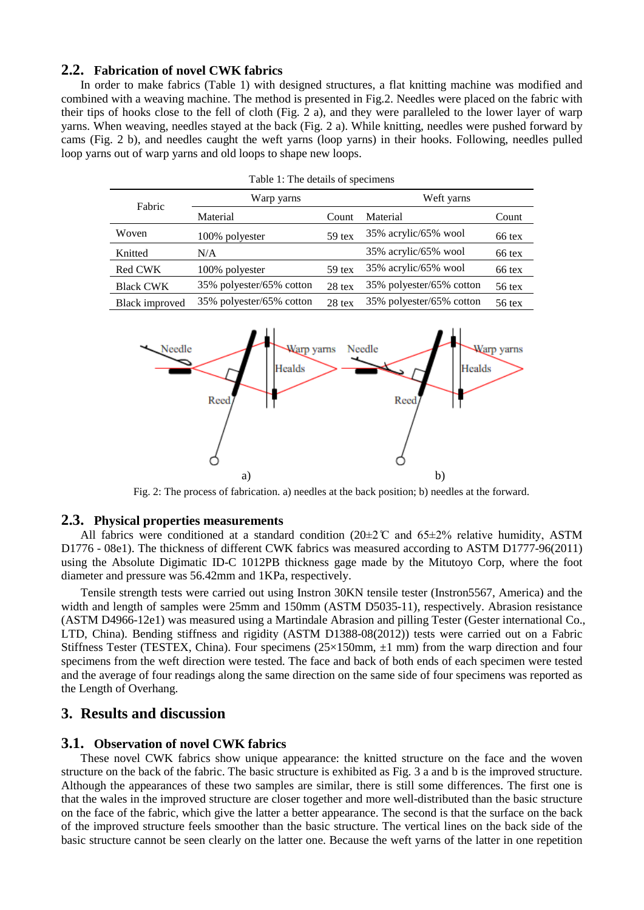## 2.2. Fabrication of novel CWK fabrics

In order to make fabrics (Table 1) with designed structures, a flat knitting machine was modified and combined with a weaving machine. The method is presented in Fig.2. Needles were placed on the fabric with their tips of hooks close to the fell of cloth (Fig. 2 a), and they were paralleled to the lower layer of warp yarns. When weaving, needles stayed at the back (Fig. 2 a). While knitting, needles were pushed forward by cams (Fig. 2 b), and needles caught the weft yarns (loop yarns) in their hooks. Following, needles pulled loop yarns out of warp yarns and old loops to shape new loops.

Table 1: The details of specimens

| Fabric | Warp yarns | | Weft yarns | |
|---|---|---|---|---|
| | Material | Count | Material | Count |
| Woven | 100% polyester | 59 tex | 35% acrylic/65% wool | 66 tex |
| Knitted | N/A | | 35% acrylic/65% wool | 66 tex |
| Red CWK | 100% polyester | 59 tex | 35% acrylic/65% wool | 66 tex |
| Black CWK | 35% polyester/65% cotton | 28 tex | 35% polyester/65% cotton | 56 tex |
| Black improved | 35% polyester/65% cotton | 28 tex | 35% polyester/65% cotton | 56 tex |

Fig. 2: The process of fabrication. a) needles at the back position; b) needles at the forward.

## 2.3. Physical properties measurements

All fabrics were conditioned at a standard condition (20±2℃ and 65±2% relative humidity, ASTM D1776 - 08e1). The thickness of different CWK fabrics was measured according to ASTM D1777-96(2011) using the Absolute Digimatic ID-C 1012PB thickness gage made by the Mitutoyo Corp, where the foot diameter and pressure was 56.42mm and 1KPa, respectively.

Tensile strength tests were carried out using Instron 30KN tensile tester (Instron5567, America) and the width and length of samples were 25mm and 150mm (ASTM D5035-11), respectively. Abrasion resistance (ASTM D4966-12e1) was measured using a Martindale Abrasion and pilling Tester (Gester international Co., LTD, China). Bending stiffness and rigidity (ASTM D1388-08(2012)) tests were carried out on a Fabric Stiffness Tester (TESTEX, China). Four specimens (25×150mm, ±1 mm) from the warp direction and four specimens from the weft direction were tested. The face and back of both ends of each specimen were tested and the average of four readings along the same direction on the same side of four specimens was reported as the Length of Overhang.

# 3. Results and discussion

## 3.1. Observation of novel CWK fabrics

These novel CWK fabrics show unique appearance: the knitted structure on the face and the woven structure on the back of the fabric. The basic structure is exhibited as Fig. 3 a and b is the improved structure. Although the appearances of these two samples are similar, there is still some differences. The first one is that the wales in the improved structure are closer together and more well-distributed than the basic structure on the face of the fabric, which give the latter a better appearance. The second is that the surface on the back of the improved structure feels smoother than the basic structure. The vertical lines on the back side of the basic structure cannot be seen clearly on the latter one. Because the weft yarns of the latter in one repetition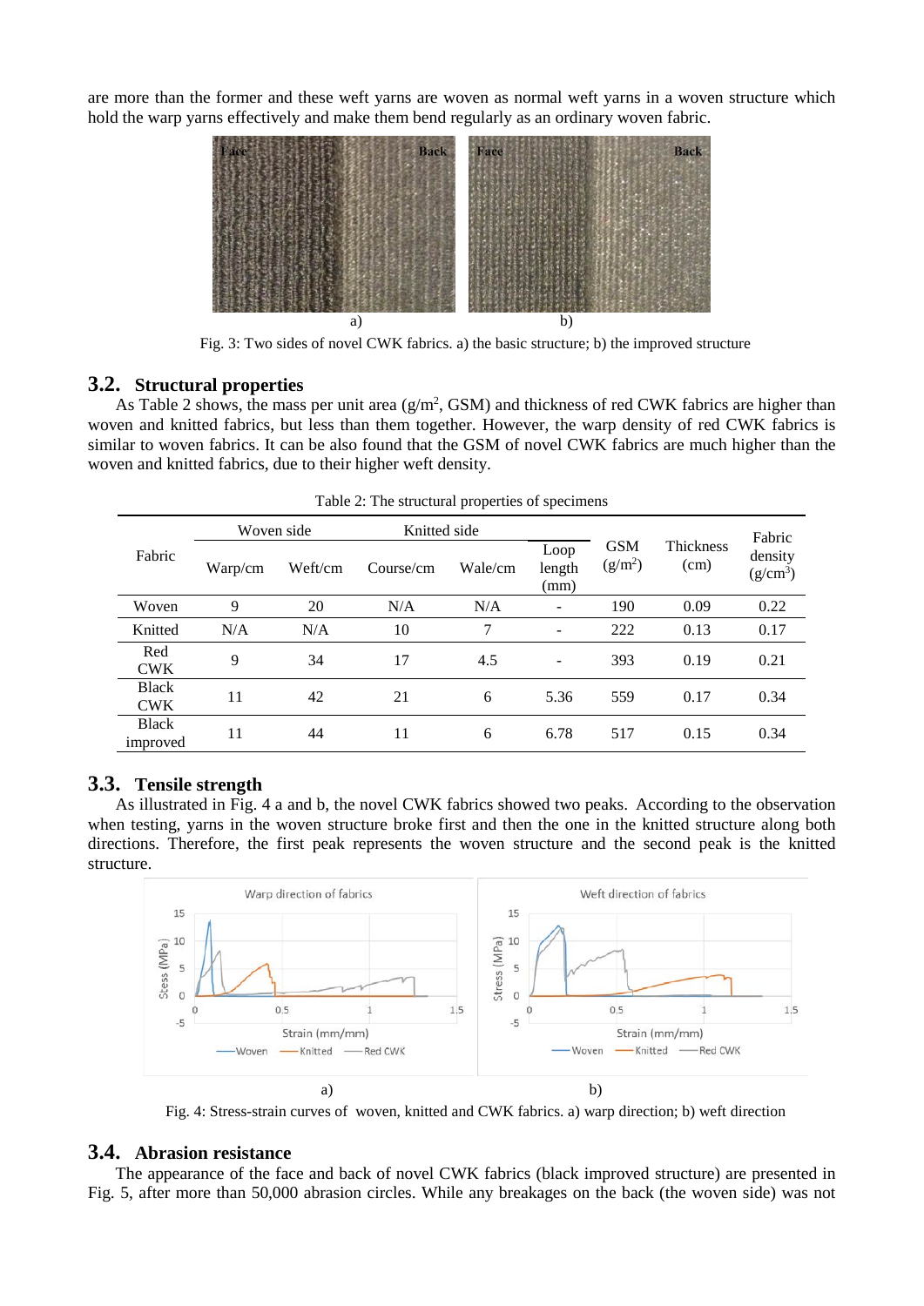are more than the former and these weft yarns are woven as normal weft yarns in a woven structure which hold the warp yarns effectively and make them bend regularly as an ordinary woven fabric.

Fig. 3: Two sides of novel CWK fabrics. a) the basic structure; b) the improved structure

## 3.2. Structural properties

As Table 2 shows, the mass per unit area (g/m$^2$, GSM) and thickness of red CWK fabrics are higher than woven and knitted fabrics, but less than them together. However, the warp density of red CWK fabrics is similar to woven fabrics. It can be also found that the GSM of novel CWK fabrics are much higher than the woven and knitted fabrics, due to their higher weft density.

Table 2: The structural properties of specimens

| Fabric | Woven side | | Knitted side | | | GSM (g/m$^2$) | Thickness (cm) | Fabric density (g/cm$^3$) |
|---|---|---|---|---|---|---|---|---|
| | Warp/cm | Weft/cm | Course/cm | Wale/cm | Loop length (mm) | | | |
| Woven | 9 | 20 | N/A | N/A | - | 190 | 0.09 | 0.22 |
| Knitted | N/A | N/A | 10 | 7 | - | 222 | 0.13 | 0.17 |
| Red CWK | 9 | 34 | 17 | 4.5 | - | 393 | 0.19 | 0.21 |
| Black CWK | 11 | 42 | 21 | 6 | 5.36 | 559 | 0.17 | 0.34 |
| Black improved | 11 | 44 | 11 | 6 | 6.78 | 517 | 0.15 | 0.34 |

## 3.3. Tensile strength

As illustrated in Fig. 4 a and b, the novel CWK fabrics showed two peaks. According to the observation when testing, yarns in the woven structure broke first and then the one in the knitted structure along both directions. Therefore, the first peak represents the woven structure and the second peak is the knitted structure.

Fig. 4: Stress-strain curves of woven, knitted and CWK fabrics. a) warp direction; b) weft direction

## 3.4. Abrasion resistance

The appearance of the face and back of novel CWK fabrics (black improved structure) are presented in Fig. 5, after more than 50,000 abrasion circles. While any breakages on the back (the woven side) was not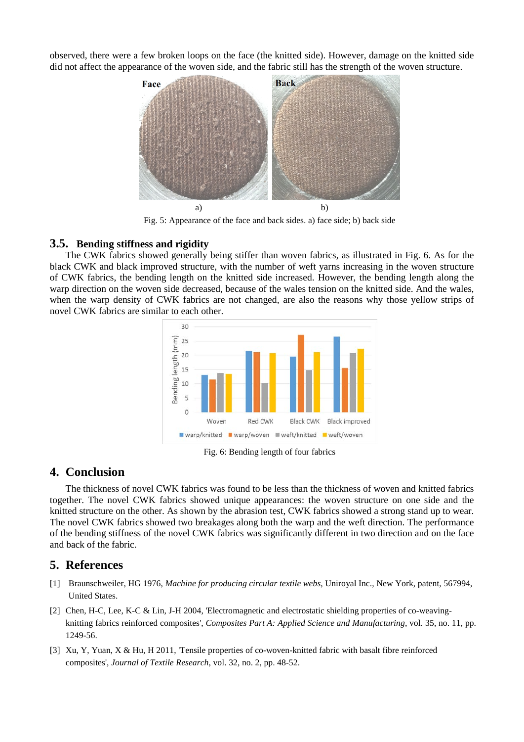observed, there were a few broken loops on the face (the knitted side). However, damage on the knitted side did not affect the appearance of the woven side, and the fabric still has the strength of the woven structure.

Face

Back

a) b)

Fig. 5: Appearance of the face and back sides. a) face side; b) back side

## 3.5. Bending stiffness and rigidity

The CWK fabrics showed generally being stiffer than woven fabrics, as illustrated in Fig. 6. As for the black CWK and black improved structure, with the number of weft yarns increasing in the woven structure of CWK fabrics, the bending length on the knitted side increased. However, the bending length along the warp direction on the woven side decreased, because of the wales tension on the knitted side. And the wales, when the warp density of CWK fabrics are not changed, are also the reasons why those yellow strips of novel CWK fabrics are similar to each other.

Bending length (mm)

30
25
20
15
10
5
0

Woven
Red CWK
Black CWK
Black improved

warp/knitted
warp/woven
weft/knitted
weft/woven

Fig. 6: Bending length of four fabrics

# 4. Conclusion

The thickness of novel CWK fabrics was found to be less than the thickness of woven and knitted fabrics together. The novel CWK fabrics showed unique appearances: the woven structure on one side and the knitted structure on the other. As shown by the abrasion test, CWK fabrics showed a strong stand up to wear. The novel CWK fabrics showed two breakages along both the warp and the weft direction. The performance of the bending stiffness of the novel CWK fabrics was significantly different in two direction and on the face and back of the fabric.

# 5. References

[1] Braunschweiler, HG 1976, *Machine for producing circular textile webs*, Uniroyal Inc., New York, patent, 567994, United States.

[2] Chen, H-C, Lee, K-C & Lin, J-H 2004, 'Electromagnetic and electrostatic shielding properties of co-weaving-knitting fabrics reinforced composites', *Composites Part A: Applied Science and Manufacturing*, vol. 35, no. 11, pp. 1249-56.

[3] Xu, Y, Yuan, X & Hu, H 2011, 'Tensile properties of co-woven-knitted fabric with basalt fibre reinforced composites', *Journal of Textile Research*, vol. 32, no. 2, pp. 48-52.